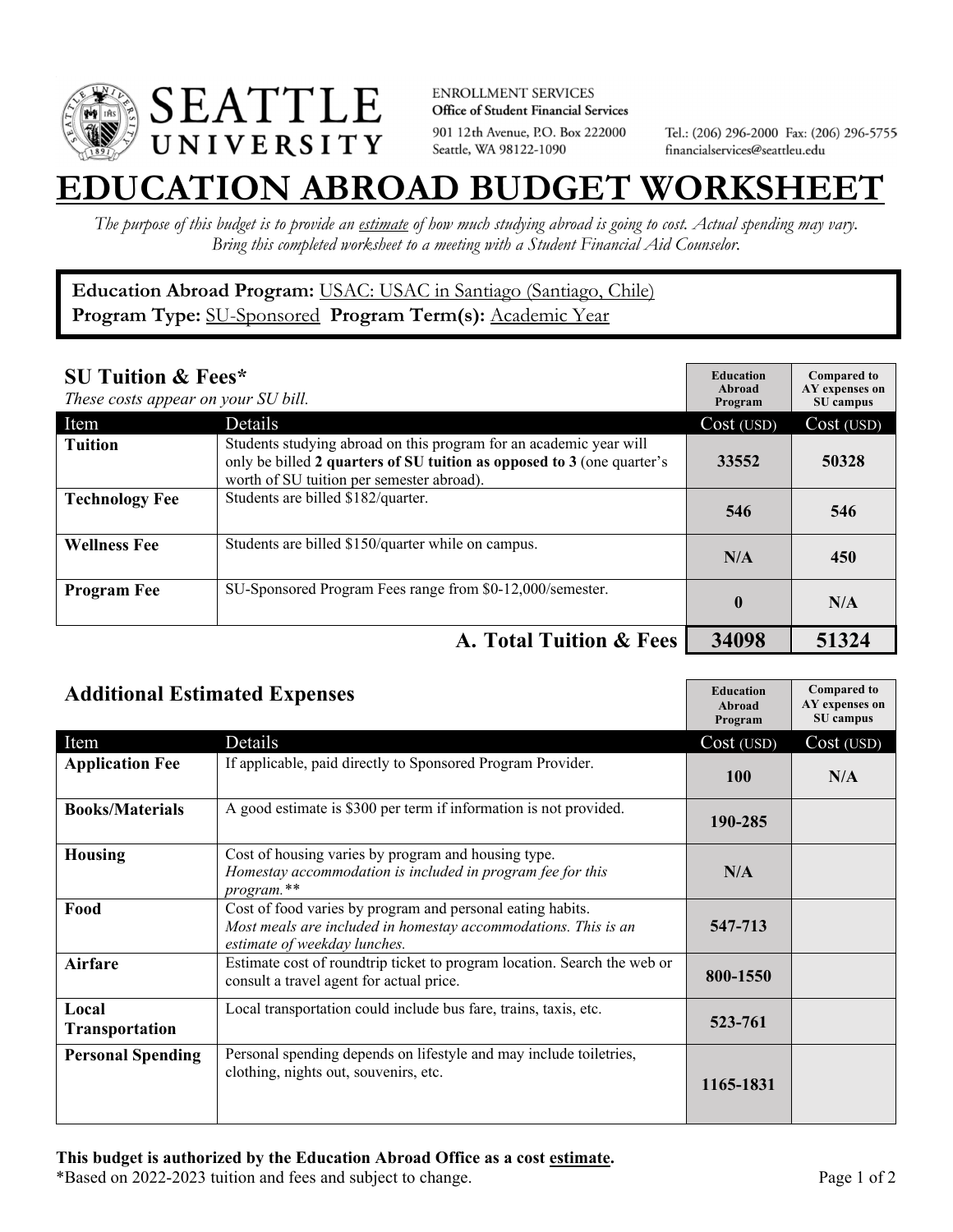SEATTLE UNIVERSITY

ENROLLMENT SERVICES
**Office of Student Financial Services**
901 12th Avenue, P.O. Box 222000
Seattle, WA 98122-1090

Tel.: (206) 296-2000 Fax: (206) 296-5755
financialservices@seattleu.edu

# EDUCATION ABROAD BUDGET WORKSHEET

*The purpose of this budget is to provide an estimate of how much studying abroad is going to cost. Actual spending may vary. Bring this completed worksheet to a meeting with a Student Financial Aid Counselor.*

**Education Abroad Program:** USAC: USAC in Santiago (Santiago, Chile)
**Program Type:** SU-Sponsored **Program Term(s):** Academic Year

## SU Tuition & Fees*

*These costs appear on your SU bill.*

| Item | Details | Education Abroad Program Cost (USD) | Compared to AY expenses on SU campus Cost (USD) |
|---|---|---|---|
| **Tuition** | Students studying abroad on this program for an academic year will only be billed **2 quarters of SU tuition as opposed to 3** (one quarter's worth of SU tuition per semester abroad). | 33552 | 50328 |
| **Technology Fee** | Students are billed $182/quarter. | 546 | 546 |
| **Wellness Fee** | Students are billed $150/quarter while on campus. | N/A | 450 |
| **Program Fee** | SU-Sponsored Program Fees range from $0-12,000/semester. | 0 | N/A |
| | **A. Total Tuition & Fees** | **34098** | **51324** |

## Additional Estimated Expenses

| Item | Details | Education Abroad Program Cost (USD) | Compared to AY expenses on SU campus Cost (USD) |
|---|---|---|---|
| **Application Fee** | If applicable, paid directly to Sponsored Program Provider. | 100 | N/A |
| **Books/Materials** | A good estimate is $300 per term if information is not provided. | 190-285 | |
| **Housing** | Cost of housing varies by program and housing type. *Homestay accommodation is included in program fee for this program.*** | N/A | |
| **Food** | Cost of food varies by program and personal eating habits. *Most meals are included in homestay accommodations. This is an estimate of weekday lunches.* | 547-713 | |
| **Airfare** | Estimate cost of roundtrip ticket to program location. Search the web or consult a travel agent for actual price. | 800-1550 | |
| **Local Transportation** | Local transportation could include bus fare, trains, taxis, etc. | 523-761 | |
| **Personal Spending** | Personal spending depends on lifestyle and may include toiletries, clothing, nights out, souvenirs, etc. | 1165-1831 | |

**This budget is authorized by the Education Abroad Office as a cost estimate.**
*Based on 2022-2023 tuition and fees and subject to change.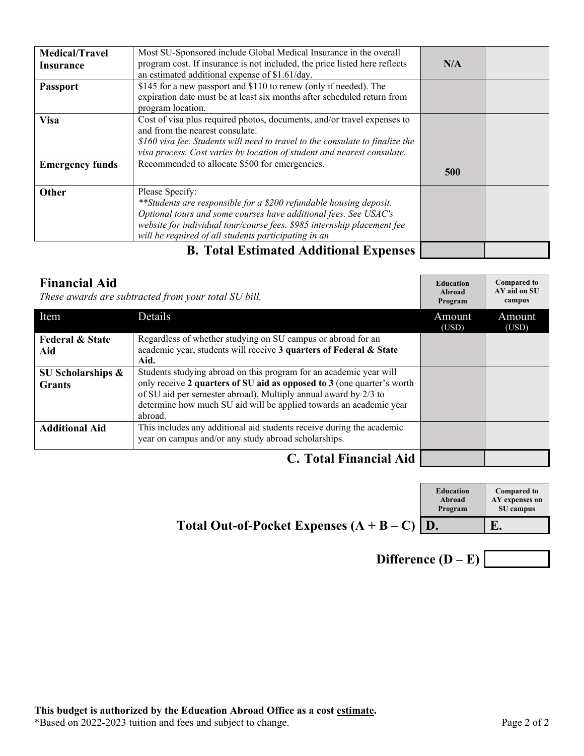| | | | |
|---|---|---|---|
| **Medical/Travel Insurance** | Most SU-Sponsored include Global Medical Insurance in the overall program cost. If insurance is not included, the price listed here reflects an estimated additional expense of $1.61/day. | **N/A** | |
| **Passport** | $145 for a new passport and $110 to renew (only if needed). The expiration date must be at least six months after scheduled return from program location. | | |
| **Visa** | Cost of visa plus required photos, documents, and/or travel expenses to and from the nearest consulate. *$160 visa fee. Students will need to travel to the consulate to finalize the visa process. Cost varies by location of student and nearest consulate.* | | |
| **Emergency funds** | Recommended to allocate $500 for emergencies. | **500** | |
| **Other** | Please Specify: *\*\*Students are responsible for a $200 refundable housing deposit. Optional tours and some courses have additional fees. See USAC's website for individual tour/course fees. $985 internship placement fee will be required of all students participating in an* | | |
| | **B. Total Estimated Additional Expenses** | | |

## Financial Aid

*These awards are subtracted from your total SU bill.*

| | | Education Abroad Program | Compared to AY aid on SU campus |
|---|---|---|---|
| **Item** | **Details** | **Amount (USD)** | **Amount (USD)** |
| **Federal & State Aid** | Regardless of whether studying on SU campus or abroad for an academic year, students will receive **3 quarters of Federal & State Aid.** | | |
| **SU Scholarships & Grants** | Students studying abroad on this program for an academic year will only receive **2 quarters of SU aid as opposed to 3** (one quarter's worth of SU aid per semester abroad). Multiply annual award by 2/3 to determine how much SU aid will be applied towards an academic year abroad. | | |
| **Additional Aid** | This includes any additional aid students receive during the academic year on campus and/or any study abroad scholarships. | | |
| | **C. Total Financial Aid** | | |

| | Education Abroad Program | Compared to AY expenses on SU campus |
|---|---|---|
| **Total Out-of-Pocket Expenses (A + B – C)** | **D.** | **E.** |

| | |
|---|---|
| **Difference (D – E)** | |

**This budget is authorized by the Education Abroad Office as a cost estimate.**

\*Based on 2022-2023 tuition and fees and subject to change.